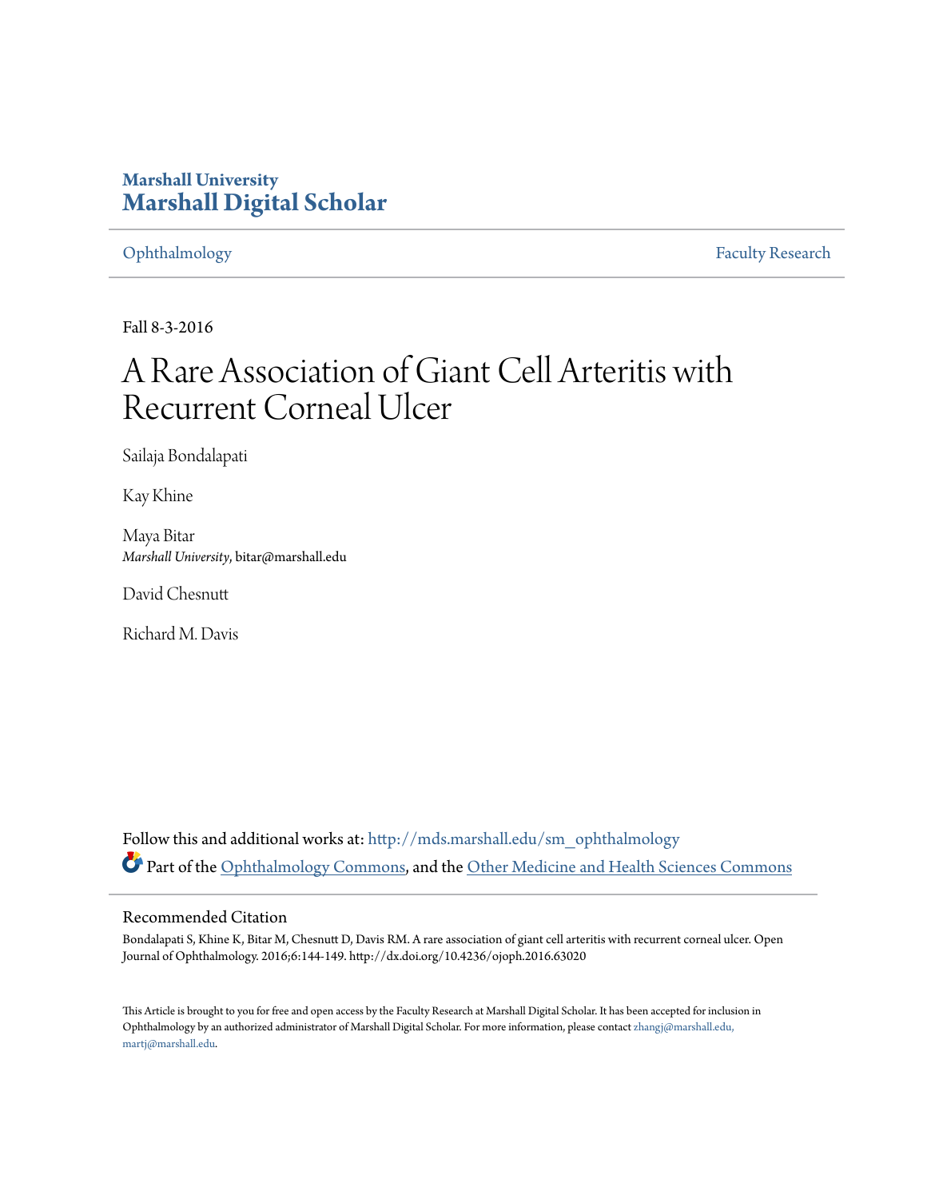Marshall University
# Marshall Digital Scholar

Ophthalmology | Faculty Research

Fall 8-3-2016

# A Rare Association of Giant Cell Arteritis with Recurrent Corneal Ulcer

Sailaja Bondalapati

Kay Khine

Maya Bitar
*Marshall University*, bitar@marshall.edu

David Chesnutt

Richard M. Davis

Follow this and additional works at: http://mds.marshall.edu/sm_ophthalmology

Part of the Ophthalmology Commons, and the Other Medicine and Health Sciences Commons

## Recommended Citation

Bondalapati S, Khine K, Bitar M, Chesnutt D, Davis RM. A rare association of giant cell arteritis with recurrent corneal ulcer. Open Journal of Ophthalmology. 2016;6:144-149. http://dx.doi.org/10.4236/ojoph.2016.63020

This Article is brought to you for free and open access by the Faculty Research at Marshall Digital Scholar. It has been accepted for inclusion in Ophthalmology by an authorized administrator of Marshall Digital Scholar. For more information, please contact zhangj@marshall.edu, martj@marshall.edu.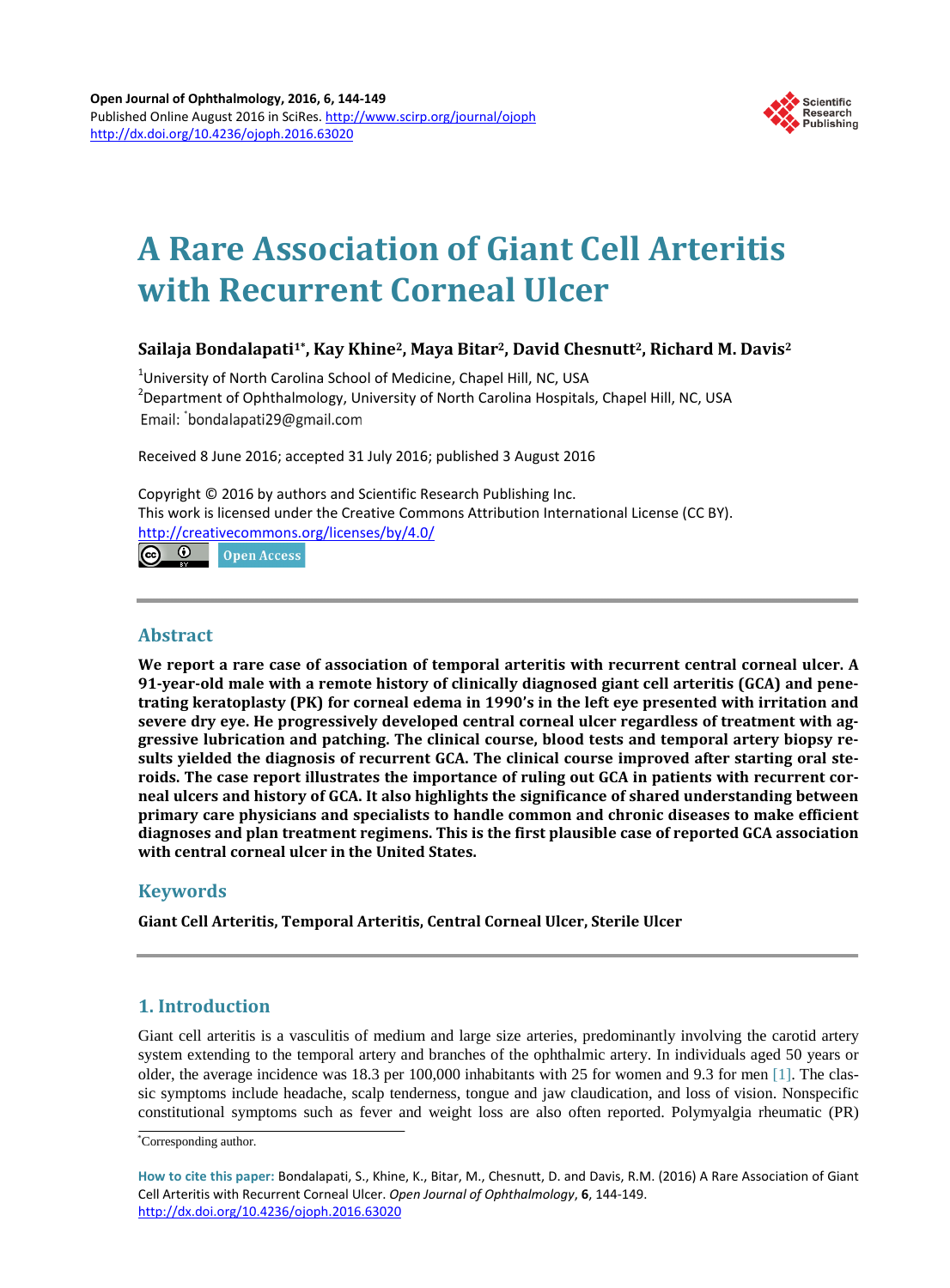# A Rare Association of Giant Cell Arteritis with Recurrent Corneal Ulcer

**Sailaja Bondalapati[1*], Kay Khine[2], Maya Bitar[2], David Chesnutt[2], Richard M. Davis[2]**

[1]University of North Carolina School of Medicine, Chapel Hill, NC, USA
[2]Department of Ophthalmology, University of North Carolina Hospitals, Chapel Hill, NC, USA
Email: [*]bondalapati29@gmail.com

Received 8 June 2016; accepted 31 July 2016; published 3 August 2016

Copyright © 2016 by authors and Scientific Research Publishing Inc.
This work is licensed under the Creative Commons Attribution International License (CC BY).
http://creativecommons.org/licenses/by/4.0/

Open Access

## Abstract

**We report a rare case of association of temporal arteritis with recurrent central corneal ulcer. A 91-year-old male with a remote history of clinically diagnosed giant cell arteritis (GCA) and penetrating keratoplasty (PK) for corneal edema in 1990's in the left eye presented with irritation and severe dry eye. He progressively developed central corneal ulcer regardless of treatment with aggressive lubrication and patching. The clinical course, blood tests and temporal artery biopsy results yielded the diagnosis of recurrent GCA. The clinical course improved after starting oral steroids. The case report illustrates the importance of ruling out GCA in patients with recurrent corneal ulcers and history of GCA. It also highlights the significance of shared understanding between primary care physicians and specialists to handle common and chronic diseases to make efficient diagnoses and plan treatment regimens. This is the first plausible case of reported GCA association with central corneal ulcer in the United States.**

## Keywords

**Giant Cell Arteritis, Temporal Arteritis, Central Corneal Ulcer, Sterile Ulcer**

## 1. Introduction

Giant cell arteritis is a vasculitis of medium and large size arteries, predominantly involving the carotid artery system extending to the temporal artery and branches of the ophthalmic artery. In individuals aged 50 years or older, the average incidence was 18.3 per 100,000 inhabitants with 25 for women and 9.3 for men [1]. The classic symptoms include headache, scalp tenderness, tongue and jaw claudication, and loss of vision. Nonspecific constitutional symptoms such as fever and weight loss are also often reported. Polymyalgia rheumatic (PR)

---

[*]Corresponding author.

**How to cite this paper:** Bondalapati, S., Khine, K., Bitar, M., Chesnutt, D. and Davis, R.M. (2016) A Rare Association of Giant Cell Arteritis with Recurrent Corneal Ulcer. *Open Journal of Ophthalmology*, **6**, 144-149. http://dx.doi.org/10.4236/ojoph.2016.63020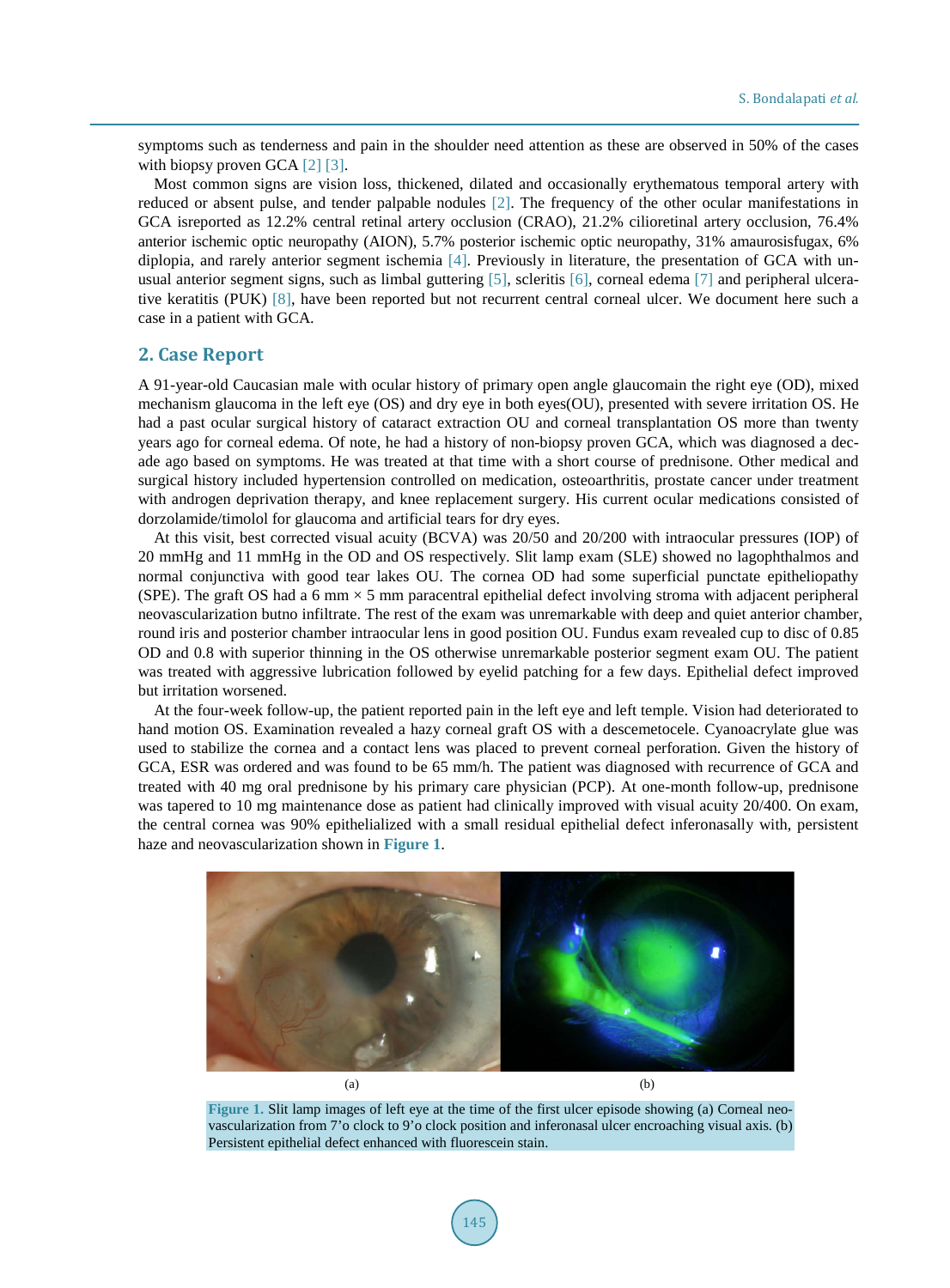symptoms such as tenderness and pain in the shoulder need attention as these are observed in 50% of the cases with biopsy proven GCA [2] [3].

Most common signs are vision loss, thickened, dilated and occasionally erythematous temporal artery with reduced or absent pulse, and tender palpable nodules [2]. The frequency of the other ocular manifestations in GCA isreported as 12.2% central retinal artery occlusion (CRAO), 21.2% cilioretinal artery occlusion, 76.4% anterior ischemic optic neuropathy (AION), 5.7% posterior ischemic optic neuropathy, 31% amaurosisfugax, 6% diplopia, and rarely anterior segment ischemia [4]. Previously in literature, the presentation of GCA with unusual anterior segment signs, such as limbal guttering [5], scleritis [6], corneal edema [7] and peripheral ulcerative keratitis (PUK) [8], have been reported but not recurrent central corneal ulcer. We document here such a case in a patient with GCA.

## 2. Case Report

A 91-year-old Caucasian male with ocular history of primary open angle glaucomain the right eye (OD), mixed mechanism glaucoma in the left eye (OS) and dry eye in both eyes(OU), presented with severe irritation OS. He had a past ocular surgical history of cataract extraction OU and corneal transplantation OS more than twenty years ago for corneal edema. Of note, he had a history of non-biopsy proven GCA, which was diagnosed a decade ago based on symptoms. He was treated at that time with a short course of prednisone. Other medical and surgical history included hypertension controlled on medication, osteoarthritis, prostate cancer under treatment with androgen deprivation therapy, and knee replacement surgery. His current ocular medications consisted of dorzolamide/timolol for glaucoma and artificial tears for dry eyes.

At this visit, best corrected visual acuity (BCVA) was 20/50 and 20/200 with intraocular pressures (IOP) of 20 mmHg and 11 mmHg in the OD and OS respectively. Slit lamp exam (SLE) showed no lagophthalmos and normal conjunctiva with good tear lakes OU. The cornea OD had some superficial punctate epitheliopathy (SPE). The graft OS had a 6 mm × 5 mm paracentral epithelial defect involving stroma with adjacent peripheral neovascularization butno infiltrate. The rest of the exam was unremarkable with deep and quiet anterior chamber, round iris and posterior chamber intraocular lens in good position OU. Fundus exam revealed cup to disc of 0.85 OD and 0.8 with superior thinning in the OS otherwise unremarkable posterior segment exam OU. The patient was treated with aggressive lubrication followed by eyelid patching for a few days. Epithelial defect improved but irritation worsened.

At the four-week follow-up, the patient reported pain in the left eye and left temple. Vision had deteriorated to hand motion OS. Examination revealed a hazy corneal graft OS with a descemetocele. Cyanoacrylate glue was used to stabilize the cornea and a contact lens was placed to prevent corneal perforation. Given the history of GCA, ESR was ordered and was found to be 65 mm/h. The patient was diagnosed with recurrence of GCA and treated with 40 mg oral prednisone by his primary care physician (PCP). At one-month follow-up, prednisone was tapered to 10 mg maintenance dose as patient had clinically improved with visual acuity 20/400. On exam, the central cornea was 90% epithelialized with a small residual epithelial defect inferonasally with, persistent haze and neovascularization shown in **Figure 1**.

(a) (b)

**Figure 1.** Slit lamp images of left eye at the time of the first ulcer episode showing (a) Corneal neovascularization from 7'o clock to 9'o clock position and inferonasal ulcer encroaching visual axis. (b) Persistent epithelial defect enhanced with fluorescein stain.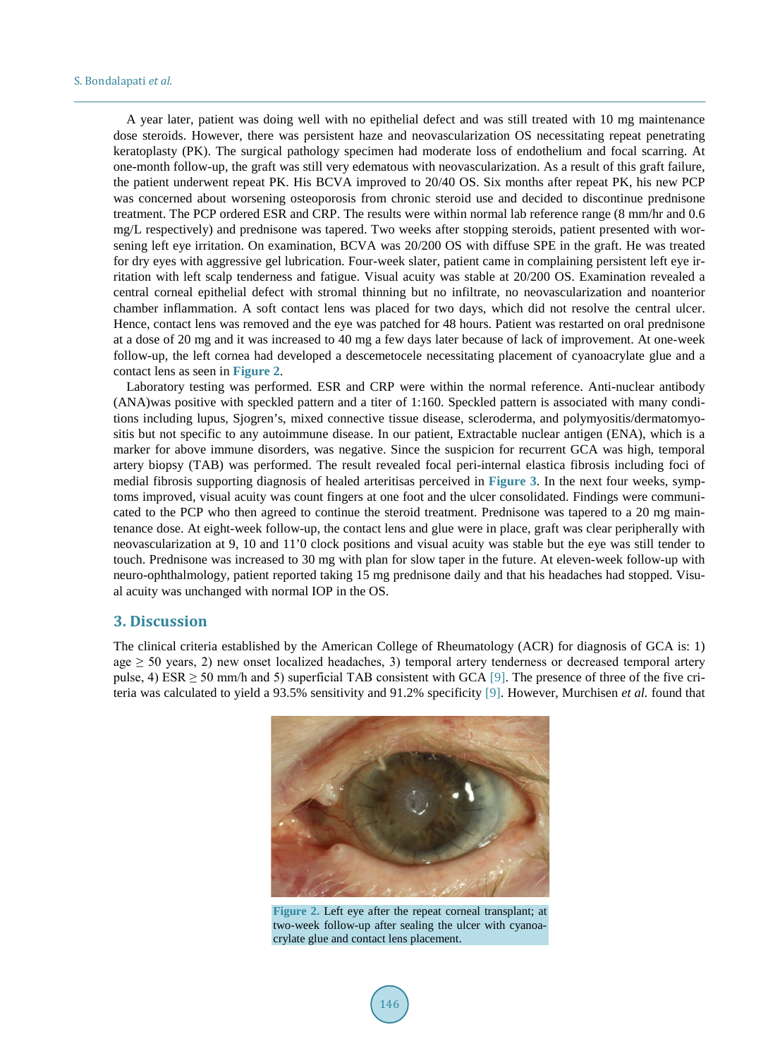A year later, patient was doing well with no epithelial defect and was still treated with 10 mg maintenance dose steroids. However, there was persistent haze and neovascularization OS necessitating repeat penetrating keratoplasty (PK). The surgical pathology specimen had moderate loss of endothelium and focal scarring. At one-month follow-up, the graft was still very edematous with neovascularization. As a result of this graft failure, the patient underwent repeat PK. His BCVA improved to 20/40 OS. Six months after repeat PK, his new PCP was concerned about worsening osteoporosis from chronic steroid use and decided to discontinue prednisone treatment. The PCP ordered ESR and CRP. The results were within normal lab reference range (8 mm/hr and 0.6 mg/L respectively) and prednisone was tapered. Two weeks after stopping steroids, patient presented with worsening left eye irritation. On examination, BCVA was 20/200 OS with diffuse SPE in the graft. He was treated for dry eyes with aggressive gel lubrication. Four-week slater, patient came in complaining persistent left eye irritation with left scalp tenderness and fatigue. Visual acuity was stable at 20/200 OS. Examination revealed a central corneal epithelial defect with stromal thinning but no infiltrate, no neovascularization and noanterior chamber inflammation. A soft contact lens was placed for two days, which did not resolve the central ulcer. Hence, contact lens was removed and the eye was patched for 48 hours. Patient was restarted on oral prednisone at a dose of 20 mg and it was increased to 40 mg a few days later because of lack of improvement. At one-week follow-up, the left cornea had developed a descemetocele necessitating placement of cyanoacrylate glue and a contact lens as seen in **Figure 2**.

Laboratory testing was performed. ESR and CRP were within the normal reference. Anti-nuclear antibody (ANA)was positive with speckled pattern and a titer of 1:160. Speckled pattern is associated with many conditions including lupus, Sjogren's, mixed connective tissue disease, scleroderma, and polymyositis/dermatomyositis but not specific to any autoimmune disease. In our patient, Extractable nuclear antigen (ENA), which is a marker for above immune disorders, was negative. Since the suspicion for recurrent GCA was high, temporal artery biopsy (TAB) was performed. The result revealed focal peri-internal elastica fibrosis including foci of medial fibrosis supporting diagnosis of healed arteritisas perceived in **Figure 3**. In the next four weeks, symptoms improved, visual acuity was count fingers at one foot and the ulcer consolidated. Findings were communicated to the PCP who then agreed to continue the steroid treatment. Prednisone was tapered to a 20 mg maintenance dose. At eight-week follow-up, the contact lens and glue were in place, graft was clear peripherally with neovascularization at 9, 10 and 11'0 clock positions and visual acuity was stable but the eye was still tender to touch. Prednisone was increased to 30 mg with plan for slow taper in the future. At eleven-week follow-up with neuro-ophthalmology, patient reported taking 15 mg prednisone daily and that his headaches had stopped. Visual acuity was unchanged with normal IOP in the OS.

## 3. Discussion

The clinical criteria established by the American College of Rheumatology (ACR) for diagnosis of GCA is: 1) age ≥ 50 years, 2) new onset localized headaches, 3) temporal artery tenderness or decreased temporal artery pulse, 4) ESR ≥ 50 mm/h and 5) superficial TAB consistent with GCA [9]. The presence of three of the five criteria was calculated to yield a 93.5% sensitivity and 91.2% specificity [9]. However, Murchisen *et al.* found that

**Figure 2.** Left eye after the repeat corneal transplant; at two-week follow-up after sealing the ulcer with cyanoacrylate glue and contact lens placement.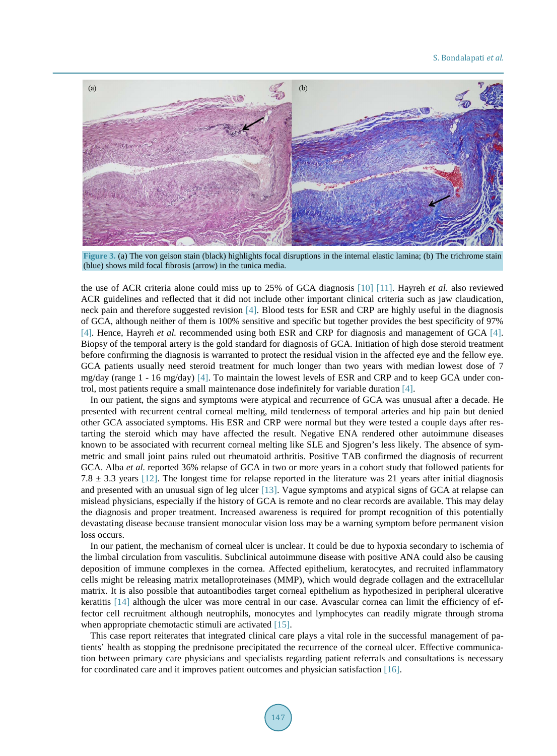Figure 3. (a) The von geison stain (black) highlights focal disruptions in the internal elastic lamina; (b) The trichrome stain (blue) shows mild focal fibrosis (arrow) in the tunica media.

the use of ACR criteria alone could miss up to 25% of GCA diagnosis [10] [11]. Hayreh *et al.* also reviewed ACR guidelines and reflected that it did not include other important clinical criteria such as jaw claudication, neck pain and therefore suggested revision [4]. Blood tests for ESR and CRP are highly useful in the diagnosis of GCA, although neither of them is 100% sensitive and specific but together provides the best specificity of 97% [4]. Hence, Hayreh *et al.* recommended using both ESR and CRP for diagnosis and management of GCA [4]. Biopsy of the temporal artery is the gold standard for diagnosis of GCA. Initiation of high dose steroid treatment before confirming the diagnosis is warranted to protect the residual vision in the affected eye and the fellow eye. GCA patients usually need steroid treatment for much longer than two years with median lowest dose of 7 mg/day (range 1 - 16 mg/day) [4]. To maintain the lowest levels of ESR and CRP and to keep GCA under control, most patients require a small maintenance dose indefinitely for variable duration [4].

In our patient, the signs and symptoms were atypical and recurrence of GCA was unusual after a decade. He presented with recurrent central corneal melting, mild tenderness of temporal arteries and hip pain but denied other GCA associated symptoms. His ESR and CRP were normal but they were tested a couple days after restarting the steroid which may have affected the result. Negative ENA rendered other autoimmune diseases known to be associated with recurrent corneal melting like SLE and Sjogren's less likely. The absence of symmetric and small joint pains ruled out rheumatoid arthritis. Positive TAB confirmed the diagnosis of recurrent GCA. Alba *et al.* reported 36% relapse of GCA in two or more years in a cohort study that followed patients for 7.8 ± 3.3 years [12]. The longest time for relapse reported in the literature was 21 years after initial diagnosis and presented with an unusual sign of leg ulcer [13]. Vague symptoms and atypical signs of GCA at relapse can mislead physicians, especially if the history of GCA is remote and no clear records are available. This may delay the diagnosis and proper treatment. Increased awareness is required for prompt recognition of this potentially devastating disease because transient monocular vision loss may be a warning symptom before permanent vision loss occurs.

In our patient, the mechanism of corneal ulcer is unclear. It could be due to hypoxia secondary to ischemia of the limbal circulation from vasculitis. Subclinical autoimmune disease with positive ANA could also be causing deposition of immune complexes in the cornea. Affected epithelium, keratocytes, and recruited inflammatory cells might be releasing matrix metalloproteinases (MMP), which would degrade collagen and the extracellular matrix. It is also possible that autoantibodies target corneal epithelium as hypothesized in peripheral ulcerative keratitis [14] although the ulcer was more central in our case. Avascular cornea can limit the efficiency of effector cell recruitment although neutrophils, monocytes and lymphocytes can readily migrate through stroma when appropriate chemotactic stimuli are activated [15].

This case report reiterates that integrated clinical care plays a vital role in the successful management of patients' health as stopping the prednisone precipitated the recurrence of the corneal ulcer. Effective communication between primary care physicians and specialists regarding patient referrals and consultations is necessary for coordinated care and it improves patient outcomes and physician satisfaction [16].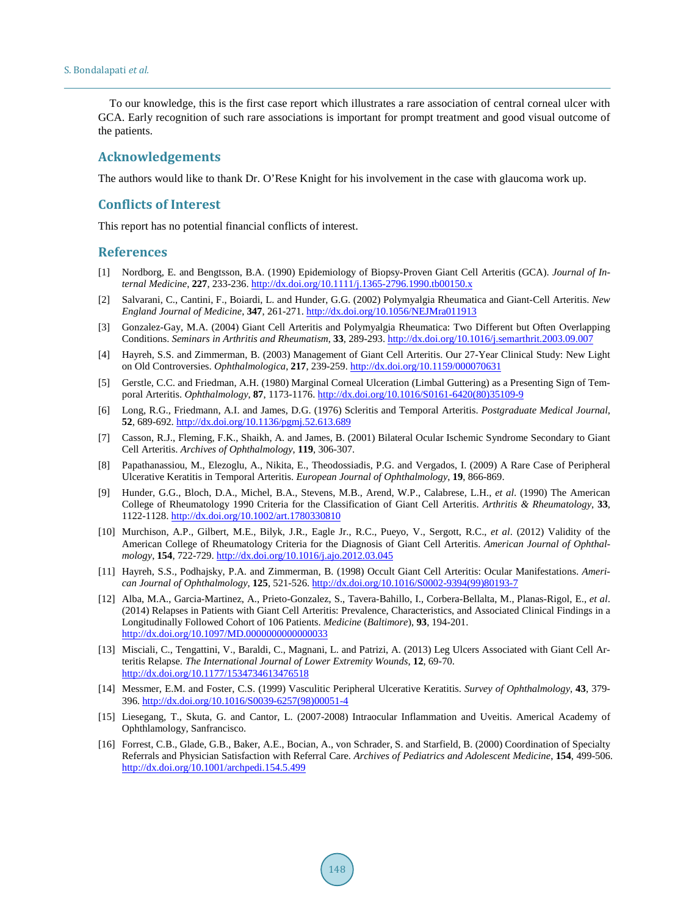To our knowledge, this is the first case report which illustrates a rare association of central corneal ulcer with GCA. Early recognition of such rare associations is important for prompt treatment and good visual outcome of the patients.

## Acknowledgements

The authors would like to thank Dr. O'Rese Knight for his involvement in the case with glaucoma work up.

## Conflicts of Interest

This report has no potential financial conflicts of interest.

## References

[1] Nordborg, E. and Bengtsson, B.A. (1990) Epidemiology of Biopsy-Proven Giant Cell Arteritis (GCA). *Journal of Internal Medicine*, **227**, 233-236. http://dx.doi.org/10.1111/j.1365-2796.1990.tb00150.x

[2] Salvarani, C., Cantini, F., Boiardi, L. and Hunder, G.G. (2002) Polymyalgia Rheumatica and Giant-Cell Arteritis. *New England Journal of Medicine*, **347**, 261-271. http://dx.doi.org/10.1056/NEJMra011913

[3] Gonzalez-Gay, M.A. (2004) Giant Cell Arteritis and Polymyalgia Rheumatica: Two Different but Often Overlapping Conditions. *Seminars in Arthritis and Rheumatism*, **33**, 289-293. http://dx.doi.org/10.1016/j.semarthrit.2003.09.007

[4] Hayreh, S.S. and Zimmerman, B. (2003) Management of Giant Cell Arteritis. Our 27-Year Clinical Study: New Light on Old Controversies. *Ophthalmologica*, **217**, 239-259. http://dx.doi.org/10.1159/000070631

[5] Gerstle, C.C. and Friedman, A.H. (1980) Marginal Corneal Ulceration (Limbal Guttering) as a Presenting Sign of Temporal Arteritis. *Ophthalmology*, **87**, 1173-1176. http://dx.doi.org/10.1016/S0161-6420(80)35109-9

[6] Long, R.G., Friedmann, A.I. and James, D.G. (1976) Scleritis and Temporal Arteritis. *Postgraduate Medical Journal*, **52**, 689-692. http://dx.doi.org/10.1136/pgmj.52.613.689

[7] Casson, R.J., Fleming, F.K., Shaikh, A. and James, B. (2001) Bilateral Ocular Ischemic Syndrome Secondary to Giant Cell Arteritis. *Archives of Ophthalmology*, **119**, 306-307.

[8] Papathanassiou, M., Elezoglu, A., Nikita, E., Theodossiadis, P.G. and Vergados, I. (2009) A Rare Case of Peripheral Ulcerative Keratitis in Temporal Arteritis. *European Journal of Ophthalmology*, **19**, 866-869.

[9] Hunder, G.G., Bloch, D.A., Michel, B.A., Stevens, M.B., Arend, W.P., Calabrese, L.H., *et al.* (1990) The American College of Rheumatology 1990 Criteria for the Classification of Giant Cell Arteritis. *Arthritis & Rheumatology*, **33**, 1122-1128. http://dx.doi.org/10.1002/art.1780330810

[10] Murchison, A.P., Gilbert, M.E., Bilyk, J.R., Eagle Jr., R.C., Pueyo, V., Sergott, R.C., *et al*. (2012) Validity of the American College of Rheumatology Criteria for the Diagnosis of Giant Cell Arteritis. *American Journal of Ophthalmology*, **154**, 722-729. http://dx.doi.org/10.1016/j.ajo.2012.03.045

[11] Hayreh, S.S., Podhajsky, P.A. and Zimmerman, B. (1998) Occult Giant Cell Arteritis: Ocular Manifestations. *American Journal of Ophthalmology*, **125**, 521-526. http://dx.doi.org/10.1016/S0002-9394(99)80193-7

[12] Alba, M.A., Garcia-Martinez, A., Prieto-Gonzalez, S., Tavera-Bahillo, I., Corbera-Bellalta, M., Planas-Rigol, E., *et al*. (2014) Relapses in Patients with Giant Cell Arteritis: Prevalence, Characteristics, and Associated Clinical Findings in a Longitudinally Followed Cohort of 106 Patients. *Medicine* (*Baltimore*), **93**, 194-201. http://dx.doi.org/10.1097/MD.0000000000000033

[13] Misciali, C., Tengattini, V., Baraldi, C., Magnani, L. and Patrizi, A. (2013) Leg Ulcers Associated with Giant Cell Arteritis Relapse. *The International Journal of Lower Extremity Wounds*, **12**, 69-70. http://dx.doi.org/10.1177/1534734613476518

[14] Messmer, E.M. and Foster, C.S. (1999) Vasculitic Peripheral Ulcerative Keratitis. *Survey of Ophthalmology*, **43**, 379-396. http://dx.doi.org/10.1016/S0039-6257(98)00051-4

[15] Liesegang, T., Skuta, G. and Cantor, L. (2007-2008) Intraocular Inflammation and Uveitis. Americal Academy of Ophthlamology, Sanfrancisco.

[16] Forrest, C.B., Glade, G.B., Baker, A.E., Bocian, A., von Schrader, S. and Starfield, B. (2000) Coordination of Specialty Referrals and Physician Satisfaction with Referral Care. *Archives of Pediatrics and Adolescent Medicine*, **154**, 499-506. http://dx.doi.org/10.1001/archpedi.154.5.499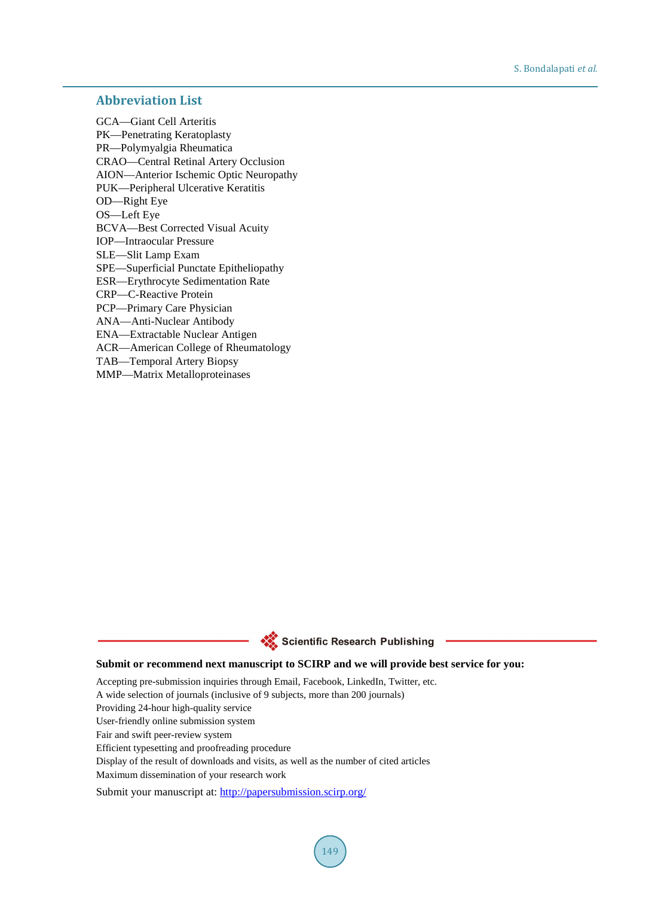## Abbreviation List

GCA—Giant Cell Arteritis
PK—Penetrating Keratoplasty
PR—Polymyalgia Rheumatica
CRAO—Central Retinal Artery Occlusion
AION—Anterior Ischemic Optic Neuropathy
PUK—Peripheral Ulcerative Keratitis
OD—Right Eye
OS—Left Eye
BCVA—Best Corrected Visual Acuity
IOP—Intraocular Pressure
SLE—Slit Lamp Exam
SPE—Superficial Punctate Epitheliopathy
ESR—Erythrocyte Sedimentation Rate
CRP—C-Reactive Protein
PCP—Primary Care Physician
ANA—Anti-Nuclear Antibody
ENA—Extractable Nuclear Antigen
ACR—American College of Rheumatology
TAB—Temporal Artery Biopsy
MMP—Matrix Metalloproteinases

Scientific Research Publishing

**Submit or recommend next manuscript to SCIRP and we will provide best service for you:**

Accepting pre-submission inquiries through Email, Facebook, LinkedIn, Twitter, etc.
A wide selection of journals (inclusive of 9 subjects, more than 200 journals)
Providing 24-hour high-quality service
User-friendly online submission system
Fair and swift peer-review system
Efficient typesetting and proofreading procedure
Display of the result of downloads and visits, as well as the number of cited articles
Maximum dissemination of your research work

Submit your manuscript at: http://papersubmission.scirp.org/